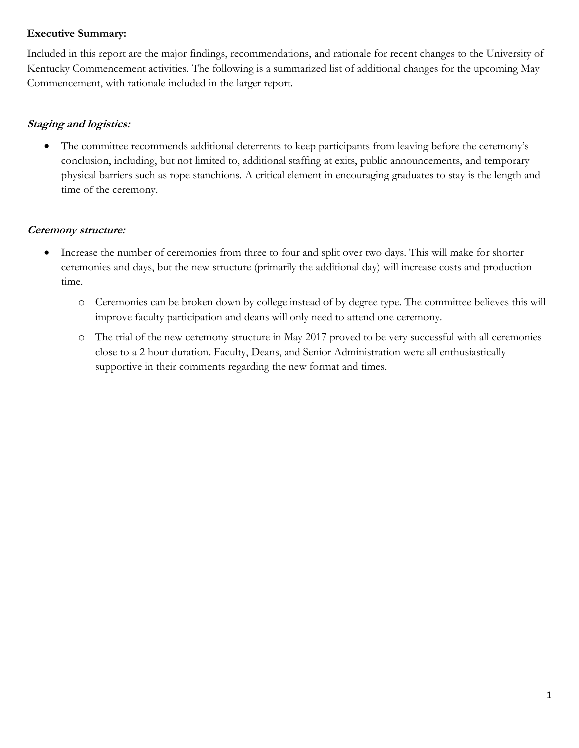**Executive Summary:**

Included in this report are the major findings, recommendations, and rationale for recent changes to the University of Kentucky Commencement activities. The following is a summarized list of additional changes for the upcoming May Commencement, with rationale included in the larger report.

***Staging and logistics:***

- The committee recommends additional deterrents to keep participants from leaving before the ceremony's conclusion, including, but not limited to, additional staffing at exits, public announcements, and temporary physical barriers such as rope stanchions. A critical element in encouraging graduates to stay is the length and time of the ceremony.

***Ceremony structure:***

- Increase the number of ceremonies from three to four and split over two days. This will make for shorter ceremonies and days, but the new structure (primarily the additional day) will increase costs and production time.
    - Ceremonies can be broken down by college instead of by degree type. The committee believes this will improve faculty participation and deans will only need to attend one ceremony.
    - The trial of the new ceremony structure in May 2017 proved to be very successful with all ceremonies close to a 2 hour duration. Faculty, Deans, and Senior Administration were all enthusiastically supportive in their comments regarding the new format and times.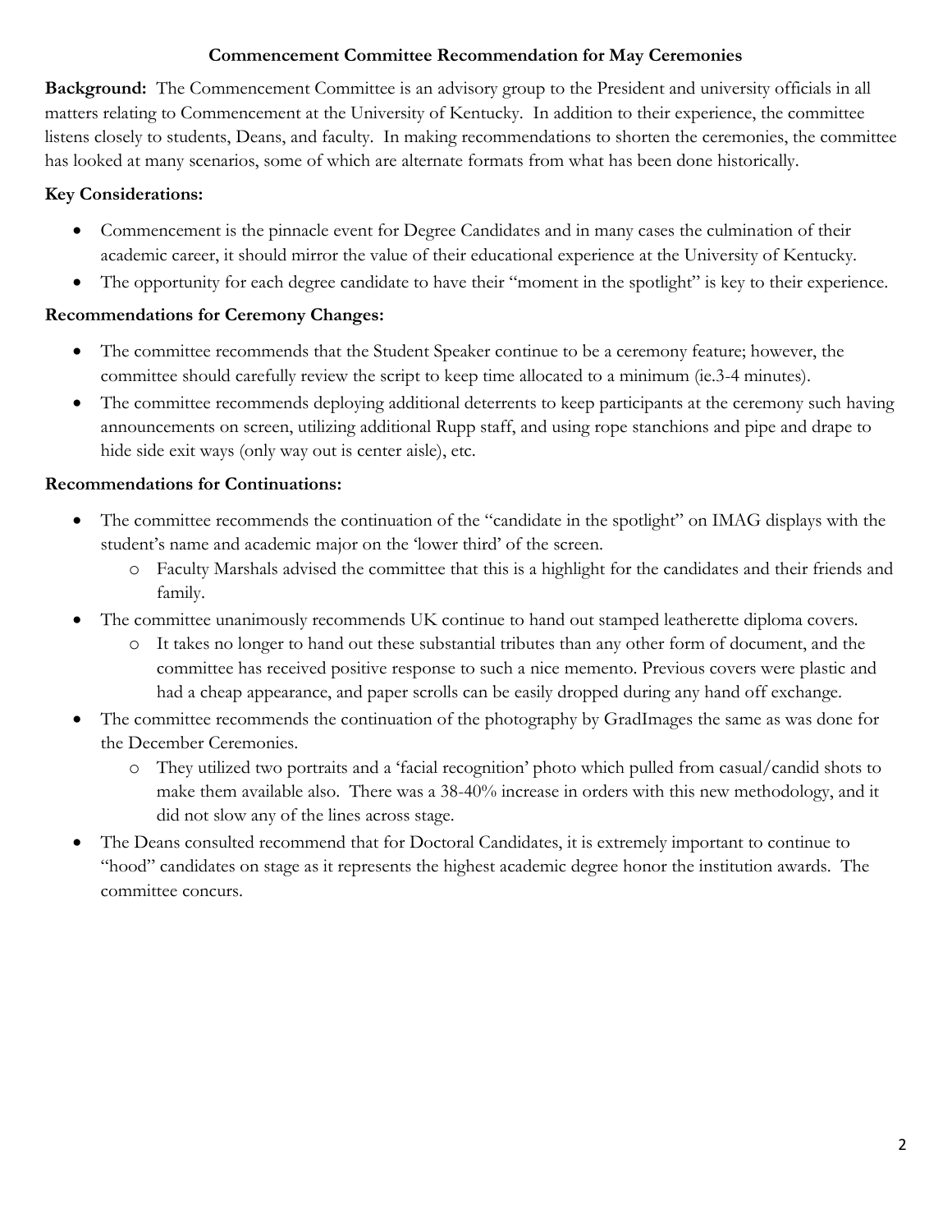**Commencement Committee Recommendation for May Ceremonies**

**Background:** The Commencement Committee is an advisory group to the President and university officials in all matters relating to Commencement at the University of Kentucky. In addition to their experience, the committee listens closely to students, Deans, and faculty. In making recommendations to shorten the ceremonies, the committee has looked at many scenarios, some of which are alternate formats from what has been done historically.

**Key Considerations:**

- Commencement is the pinnacle event for Degree Candidates and in many cases the culmination of their academic career, it should mirror the value of their educational experience at the University of Kentucky.
- The opportunity for each degree candidate to have their "moment in the spotlight" is key to their experience.

**Recommendations for Ceremony Changes:**

- The committee recommends that the Student Speaker continue to be a ceremony feature; however, the committee should carefully review the script to keep time allocated to a minimum (ie.3-4 minutes).
- The committee recommends deploying additional deterrents to keep participants at the ceremony such having announcements on screen, utilizing additional Rupp staff, and using rope stanchions and pipe and drape to hide side exit ways (only way out is center aisle), etc.

**Recommendations for Continuations:**

- The committee recommends the continuation of the "candidate in the spotlight" on IMAG displays with the student's name and academic major on the 'lower third' of the screen.
  - Faculty Marshals advised the committee that this is a highlight for the candidates and their friends and family.
- The committee unanimously recommends UK continue to hand out stamped leatherette diploma covers.
  - It takes no longer to hand out these substantial tributes than any other form of document, and the committee has received positive response to such a nice memento. Previous covers were plastic and had a cheap appearance, and paper scrolls can be easily dropped during any hand off exchange.
- The committee recommends the continuation of the photography by GradImages the same as was done for the December Ceremonies.
  - They utilized two portraits and a 'facial recognition' photo which pulled from casual/candid shots to make them available also. There was a 38-40% increase in orders with this new methodology, and it did not slow any of the lines across stage.
- The Deans consulted recommend that for Doctoral Candidates, it is extremely important to continue to "hood" candidates on stage as it represents the highest academic degree honor the institution awards. The committee concurs.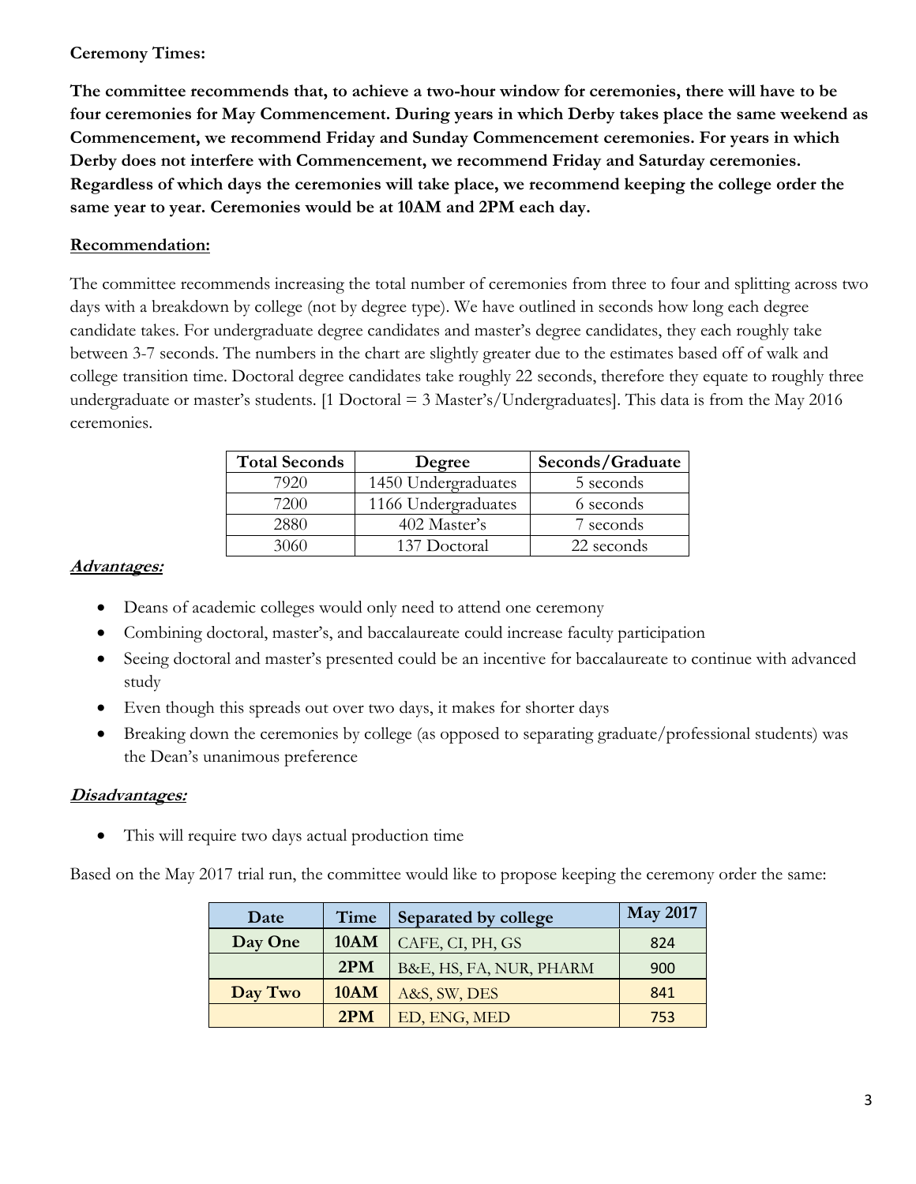**Ceremony Times:**

**The committee recommends that, to achieve a two-hour window for ceremonies, there will have to be four ceremonies for May Commencement. During years in which Derby takes place the same weekend as Commencement, we recommend Friday and Sunday Commencement ceremonies. For years in which Derby does not interfere with Commencement, we recommend Friday and Saturday ceremonies. Regardless of which days the ceremonies will take place, we recommend keeping the college order the same year to year. Ceremonies would be at 10AM and 2PM each day.**

**Recommendation:**

The committee recommends increasing the total number of ceremonies from three to four and splitting across two days with a breakdown by college (not by degree type). We have outlined in seconds how long each degree candidate takes. For undergraduate degree candidates and master's degree candidates, they each roughly take between 3-7 seconds. The numbers in the chart are slightly greater due to the estimates based off of walk and college transition time. Doctoral degree candidates take roughly 22 seconds, therefore they equate to roughly three undergraduate or master's students. [1 Doctoral = 3 Master's/Undergraduates]. This data is from the May 2016 ceremonies.

| Total Seconds | Degree | Seconds/Graduate |
|---|---|---|
| 7920 | 1450 Undergraduates | 5 seconds |
| 7200 | 1166 Undergraduates | 6 seconds |
| 2880 | 402 Master's | 7 seconds |
| 3060 | 137 Doctoral | 22 seconds |

***Advantages:***

- Deans of academic colleges would only need to attend one ceremony
- Combining doctoral, master's, and baccalaureate could increase faculty participation
- Seeing doctoral and master's presented could be an incentive for baccalaureate to continue with advanced study
- Even though this spreads out over two days, it makes for shorter days
- Breaking down the ceremonies by college (as opposed to separating graduate/professional students) was the Dean's unanimous preference

***Disadvantages:***

- This will require two days actual production time

Based on the May 2017 trial run, the committee would like to propose keeping the ceremony order the same:

| Date | Time | Separated by college | May 2017 |
|---|---|---|---|
| **Day One** | **10AM** | CAFE, CI, PH, GS | 824 |
| | **2PM** | B&E, HS, FA, NUR, PHARM | 900 |
| **Day Two** | **10AM** | A&S, SW, DES | 841 |
| | **2PM** | ED, ENG, MED | 753 |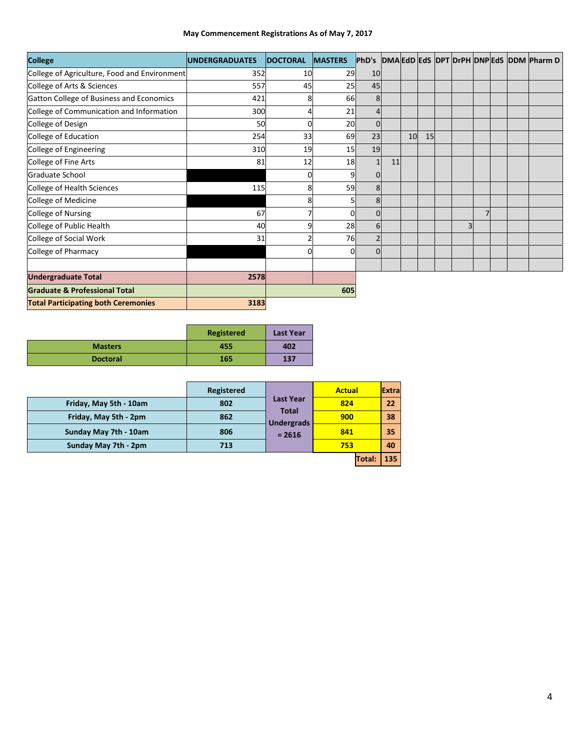### May Commencement Registrations As of May 7, 2017

| College | UNDERGRADUATES | DOCTORAL | MASTERS | PhD's | DMA | EdD | EdS | DPT | DrPH | DNP | EdS | DDM | Pharm D |
|---|---|---|---|---|---|---|---|---|---|---|---|---|---|
| College of Agriculture, Food and Environment | 352 | 10 | 29 | 10 | | | | | | | | | |
| College of Arts & Sciences | 557 | 45 | 25 | 45 | | | | | | | | | |
| Gatton College of Business and Economics | 421 | 8 | 66 | 8 | | | | | | | | | |
| College of Communication and Information | 300 | 4 | 21 | 4 | | | | | | | | | |
| College of Design | 50 | 0 | 20 | 0 | | | | | | | | | |
| College of Education | 254 | 33 | 69 | 23 | | 10 | 15 | | | | | | |
| College of Engineering | 310 | 19 | 15 | 19 | | | | | | | | | |
| College of Fine Arts | 81 | 12 | 18 | 1 | 11 | | | | | | | | |
| Graduate School | | 0 | 9 | 0 | | | | | | | | | |
| College of Health Sciences | 115 | 8 | 59 | 8 | | | | | | | | | |
| College of Medicine | | 8 | 5 | 8 | | | | | | | | | |
| College of Nursing | 67 | 7 | 0 | 0 | | | | | | 7 | | | |
| College of Public Health | 40 | 9 | 28 | 6 | | | | | 3 | | | | |
| College of Social Work | 31 | 2 | 76 | 2 | | | | | | | | | |
| College of Pharmacy | | 0 | 0 | 0 | | | | | | | | | |
| | | | | | | | | | | | | | |
| **Undergraduate Total** | **2578** | | | | | | | | | | | | |
| **Graduate & Professional Total** | | | **605** | | | | | | | | | | |
| **Total Participating both Ceremonies** | **3183** | | | | | | | | | | | | |

| | Registered | Last Year |
|---|---|---|
| **Masters** | **455** | **402** |
| **Doctoral** | **165** | **137** |

| | Registered | Last Year Total Undergrads = 2616 | Actual | Extra |
|---|---|---|---|---|
| **Friday, May 5th - 10am** | **802** | | **824** | **22** |
| **Friday, May 5th - 2pm** | **862** | | **900** | **38** |
| **Sunday May 7th - 10am** | **806** | | **841** | **35** |
| **Sunday May 7th - 2pm** | **713** | | **753** | **40** |
| | | | **Total:** | **135** |